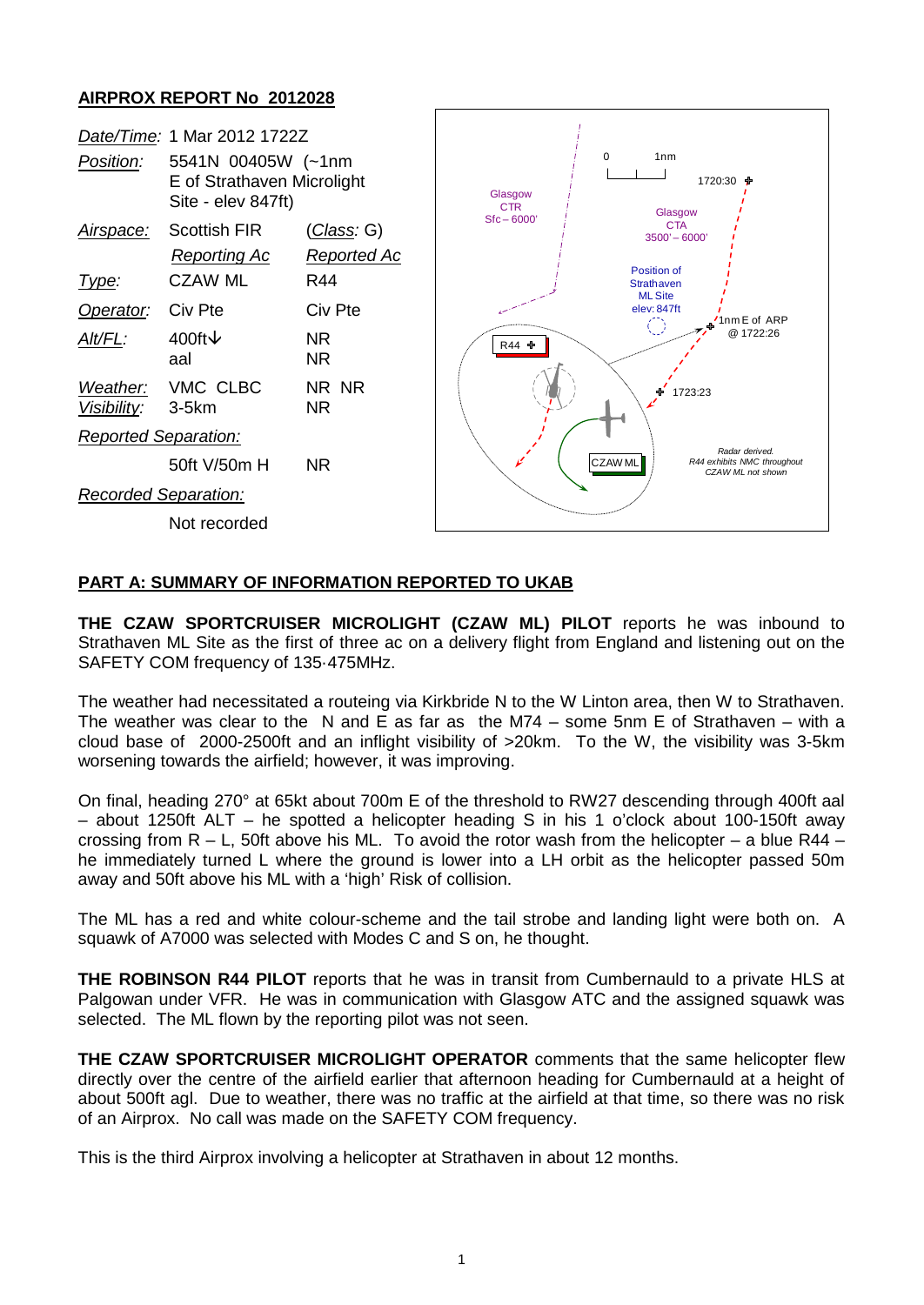## AIRPROX REPORT No 2012028

| | | |
|---|---|---|
| *Date/Time:* | 1 Mar 2012 1722Z | |
| *Position:* | 5541N 00405W (~1nm E of Strathaven Microlight Site - elev 847ft) | |
| *Airspace:* | Scottish FIR | (*Class*: G) |
| | *Reporting Ac* | *Reported Ac* |
| *Type:* | CZAW ML | R44 |
| *Operator:* | Civ Pte | Civ Pte |
| *Alt/FL:* | 400ft↓ aal | NR NR |
| *Weather:* | VMC CLBC | NR NR |
| *Visibility:* | 3-5km | NR |
| *Reported Separation:* | | |
| | 50ft V/50m H | NR |
| *Recorded Separation:* | | |
| | Not recorded | |

### PART A: SUMMARY OF INFORMATION REPORTED TO UKAB

**THE CZAW SPORTCRUISER MICROLIGHT (CZAW ML) PILOT** reports he was inbound to Strathaven ML Site as the first of three ac on a delivery flight from England and listening out on the SAFETY COM frequency of 135·475MHz.

The weather had necessitated a routeing via Kirkbride N to the W Linton area, then W to Strathaven. The weather was clear to the N and E as far as the M74 – some 5nm E of Strathaven – with a cloud base of 2000-2500ft and an inflight visibility of >20km. To the W, the visibility was 3-5km worsening towards the airfield; however, it was improving.

On final, heading 270° at 65kt about 700m E of the threshold to RW27 descending through 400ft aal – about 1250ft ALT – he spotted a helicopter heading S in his 1 o'clock about 100-150ft away crossing from R – L, 50ft above his ML. To avoid the rotor wash from the helicopter – a blue R44 – he immediately turned L where the ground is lower into a LH orbit as the helicopter passed 50m away and 50ft above his ML with a 'high' Risk of collision.

The ML has a red and white colour-scheme and the tail strobe and landing light were both on. A squawk of A7000 was selected with Modes C and S on, he thought.

**THE ROBINSON R44 PILOT** reports that he was in transit from Cumbernauld to a private HLS at Palgowan under VFR. He was in communication with Glasgow ATC and the assigned squawk was selected. The ML flown by the reporting pilot was not seen.

**THE CZAW SPORTCRUISER MICROLIGHT OPERATOR** comments that the same helicopter flew directly over the centre of the airfield earlier that afternoon heading for Cumbernauld at a height of about 500ft agl. Due to weather, there was no traffic at the airfield at that time, so there was no risk of an Airprox. No call was made on the SAFETY COM frequency.

This is the third Airprox involving a helicopter at Strathaven in about 12 months.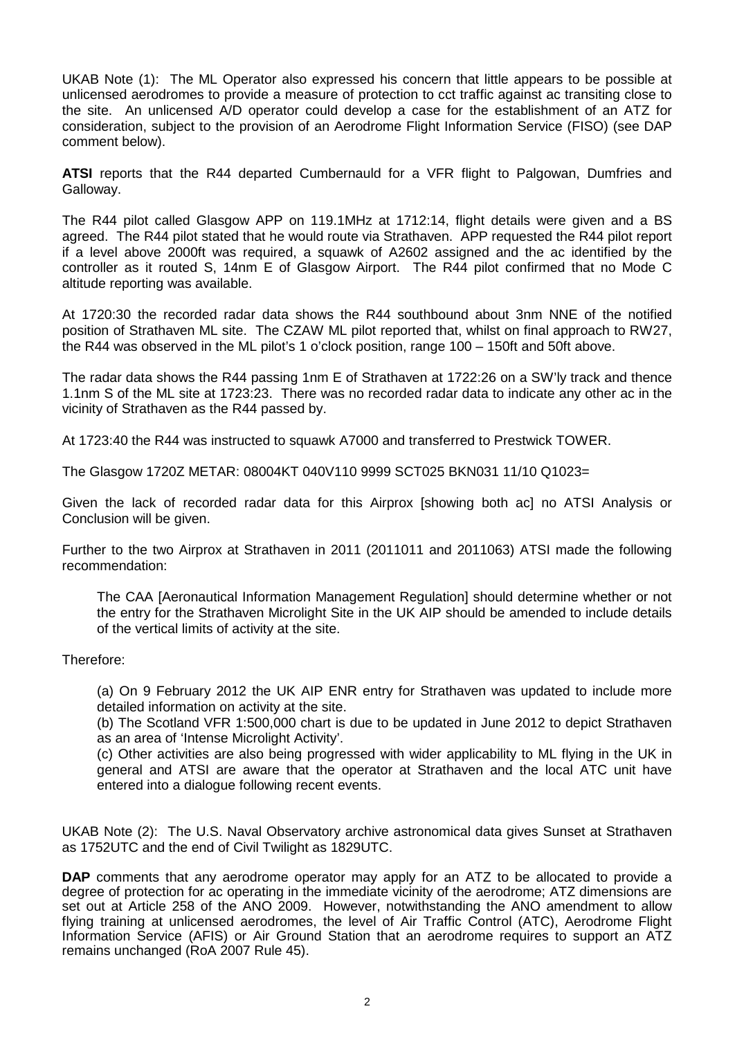UKAB Note (1): The ML Operator also expressed his concern that little appears to be possible at unlicensed aerodromes to provide a measure of protection to cct traffic against ac transiting close to the site. An unlicensed A/D operator could develop a case for the establishment of an ATZ for consideration, subject to the provision of an Aerodrome Flight Information Service (FISO) (see DAP comment below).

**ATSI** reports that the R44 departed Cumbernauld for a VFR flight to Palgowan, Dumfries and Galloway.

The R44 pilot called Glasgow APP on 119.1MHz at 1712:14, flight details were given and a BS agreed. The R44 pilot stated that he would route via Strathaven. APP requested the R44 pilot report if a level above 2000ft was required, a squawk of A2602 assigned and the ac identified by the controller as it routed S, 14nm E of Glasgow Airport. The R44 pilot confirmed that no Mode C altitude reporting was available.

At 1720:30 the recorded radar data shows the R44 southbound about 3nm NNE of the notified position of Strathaven ML site. The CZAW ML pilot reported that, whilst on final approach to RW27, the R44 was observed in the ML pilot's 1 o'clock position, range 100 – 150ft and 50ft above.

The radar data shows the R44 passing 1nm E of Strathaven at 1722:26 on a SW'ly track and thence 1.1nm S of the ML site at 1723:23. There was no recorded radar data to indicate any other ac in the vicinity of Strathaven as the R44 passed by.

At 1723:40 the R44 was instructed to squawk A7000 and transferred to Prestwick TOWER.

The Glasgow 1720Z METAR: 08004KT 040V110 9999 SCT025 BKN031 11/10 Q1023=

Given the lack of recorded radar data for this Airprox [showing both ac] no ATSI Analysis or Conclusion will be given.

Further to the two Airprox at Strathaven in 2011 (2011011 and 2011063) ATSI made the following recommendation:

> The CAA [Aeronautical Information Management Regulation] should determine whether or not the entry for the Strathaven Microlight Site in the UK AIP should be amended to include details of the vertical limits of activity at the site.

Therefore:

> (a) On 9 February 2012 the UK AIP ENR entry for Strathaven was updated to include more detailed information on activity at the site.
>
> (b) The Scotland VFR 1:500,000 chart is due to be updated in June 2012 to depict Strathaven as an area of 'Intense Microlight Activity'.
>
> (c) Other activities are also being progressed with wider applicability to ML flying in the UK in general and ATSI are aware that the operator at Strathaven and the local ATC unit have entered into a dialogue following recent events.

UKAB Note (2): The U.S. Naval Observatory archive astronomical data gives Sunset at Strathaven as 1752UTC and the end of Civil Twilight as 1829UTC.

**DAP** comments that any aerodrome operator may apply for an ATZ to be allocated to provide a degree of protection for ac operating in the immediate vicinity of the aerodrome; ATZ dimensions are set out at Article 258 of the ANO 2009. However, notwithstanding the ANO amendment to allow flying training at unlicensed aerodromes, the level of Air Traffic Control (ATC), Aerodrome Flight Information Service (AFIS) or Air Ground Station that an aerodrome requires to support an ATZ remains unchanged (RoA 2007 Rule 45).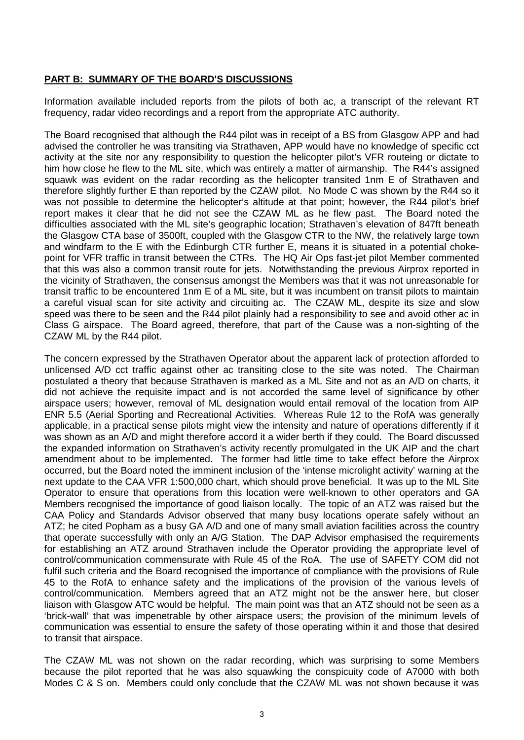## PART B: SUMMARY OF THE BOARD'S DISCUSSIONS

Information available included reports from the pilots of both ac, a transcript of the relevant RT frequency, radar video recordings and a report from the appropriate ATC authority.

The Board recognised that although the R44 pilot was in receipt of a BS from Glasgow APP and had advised the controller he was transiting via Strathaven, APP would have no knowledge of specific cct activity at the site nor any responsibility to question the helicopter pilot's VFR routeing or dictate to him how close he flew to the ML site, which was entirely a matter of airmanship. The R44's assigned squawk was evident on the radar recording as the helicopter transited 1nm E of Strathaven and therefore slightly further E than reported by the CZAW pilot. No Mode C was shown by the R44 so it was not possible to determine the helicopter's altitude at that point; however, the R44 pilot's brief report makes it clear that he did not see the CZAW ML as he flew past. The Board noted the difficulties associated with the ML site's geographic location; Strathaven's elevation of 847ft beneath the Glasgow CTA base of 3500ft, coupled with the Glasgow CTR to the NW, the relatively large town and windfarm to the E with the Edinburgh CTR further E, means it is situated in a potential choke-point for VFR traffic in transit between the CTRs. The HQ Air Ops fast-jet pilot Member commented that this was also a common transit route for jets. Notwithstanding the previous Airprox reported in the vicinity of Strathaven, the consensus amongst the Members was that it was not unreasonable for transit traffic to be encountered 1nm E of a ML site, but it was incumbent on transit pilots to maintain a careful visual scan for site activity and circuiting ac. The CZAW ML, despite its size and slow speed was there to be seen and the R44 pilot plainly had a responsibility to see and avoid other ac in Class G airspace. The Board agreed, therefore, that part of the Cause was a non-sighting of the CZAW ML by the R44 pilot.

The concern expressed by the Strathaven Operator about the apparent lack of protection afforded to unlicensed A/D cct traffic against other ac transiting close to the site was noted. The Chairman postulated a theory that because Strathaven is marked as a ML Site and not as an A/D on charts, it did not achieve the requisite impact and is not accorded the same level of significance by other airspace users; however, removal of ML designation would entail removal of the location from AIP ENR 5.5 (Aerial Sporting and Recreational Activities. Whereas Rule 12 to the RofA was generally applicable, in a practical sense pilots might view the intensity and nature of operations differently if it was shown as an A/D and might therefore accord it a wider berth if they could. The Board discussed the expanded information on Strathaven's activity recently promulgated in the UK AIP and the chart amendment about to be implemented. The former had little time to take effect before the Airprox occurred, but the Board noted the imminent inclusion of the 'intense microlight activity' warning at the next update to the CAA VFR 1:500,000 chart, which should prove beneficial. It was up to the ML Site Operator to ensure that operations from this location were well-known to other operators and GA Members recognised the importance of good liaison locally. The topic of an ATZ was raised but the CAA Policy and Standards Advisor observed that many busy locations operate safely without an ATZ; he cited Popham as a busy GA A/D and one of many small aviation facilities across the country that operate successfully with only an A/G Station. The DAP Advisor emphasised the requirements for establishing an ATZ around Strathaven include the Operator providing the appropriate level of control/communication commensurate with Rule 45 of the RoA. The use of SAFETY COM did not fulfil such criteria and the Board recognised the importance of compliance with the provisions of Rule 45 to the RofA to enhance safety and the implications of the provision of the various levels of control/communication. Members agreed that an ATZ might not be the answer here, but closer liaison with Glasgow ATC would be helpful. The main point was that an ATZ should not be seen as a 'brick-wall' that was impenetrable by other airspace users; the provision of the minimum levels of communication was essential to ensure the safety of those operating within it and those that desired to transit that airspace.

The CZAW ML was not shown on the radar recording, which was surprising to some Members because the pilot reported that he was also squawking the conspicuity code of A7000 with both Modes C & S on. Members could only conclude that the CZAW ML was not shown because it was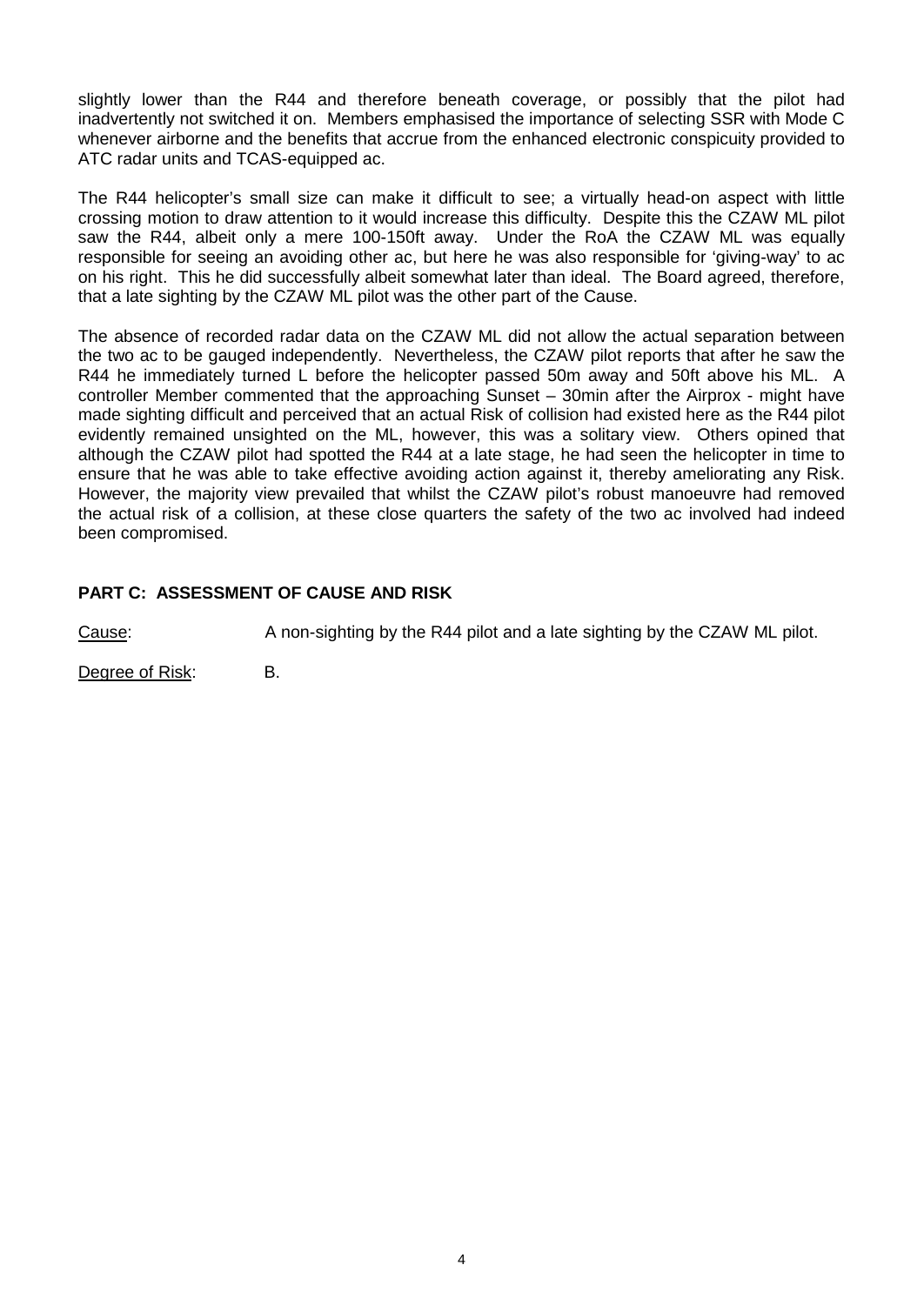slightly lower than the R44 and therefore beneath coverage, or possibly that the pilot had inadvertently not switched it on. Members emphasised the importance of selecting SSR with Mode C whenever airborne and the benefits that accrue from the enhanced electronic conspicuity provided to ATC radar units and TCAS-equipped ac.

The R44 helicopter's small size can make it difficult to see; a virtually head-on aspect with little crossing motion to draw attention to it would increase this difficulty. Despite this the CZAW ML pilot saw the R44, albeit only a mere 100-150ft away. Under the RoA the CZAW ML was equally responsible for seeing an avoiding other ac, but here he was also responsible for 'giving-way' to ac on his right. This he did successfully albeit somewhat later than ideal. The Board agreed, therefore, that a late sighting by the CZAW ML pilot was the other part of the Cause.

The absence of recorded radar data on the CZAW ML did not allow the actual separation between the two ac to be gauged independently. Nevertheless, the CZAW pilot reports that after he saw the R44 he immediately turned L before the helicopter passed 50m away and 50ft above his ML. A controller Member commented that the approaching Sunset – 30min after the Airprox - might have made sighting difficult and perceived that an actual Risk of collision had existed here as the R44 pilot evidently remained unsighted on the ML, however, this was a solitary view. Others opined that although the CZAW pilot had spotted the R44 at a late stage, he had seen the helicopter in time to ensure that he was able to take effective avoiding action against it, thereby ameliorating any Risk. However, the majority view prevailed that whilst the CZAW pilot's robust manoeuvre had removed the actual risk of a collision, at these close quarters the safety of the two ac involved had indeed been compromised.

## PART C: ASSESSMENT OF CAUSE AND RISK

Cause: A non-sighting by the R44 pilot and a late sighting by the CZAW ML pilot.

Degree of Risk: B.